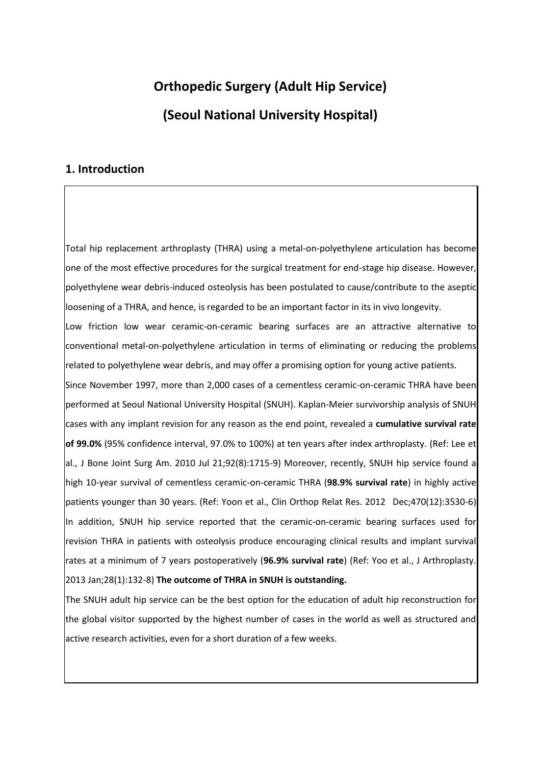# Orthopedic Surgery (Adult Hip Service)

# (Seoul National University Hospital)

## 1. Introduction

Total hip replacement arthroplasty (THRA) using a metal-on-polyethylene articulation has become one of the most effective procedures for the surgical treatment for end-stage hip disease. However, polyethylene wear debris-induced osteolysis has been postulated to cause/contribute to the aseptic loosening of a THRA, and hence, is regarded to be an important factor in its in vivo longevity.

Low friction low wear ceramic-on-ceramic bearing surfaces are an attractive alternative to conventional metal-on-polyethylene articulation in terms of eliminating or reducing the problems related to polyethylene wear debris, and may offer a promising option for young active patients.

Since November 1997, more than 2,000 cases of a cementless ceramic-on-ceramic THRA have been performed at Seoul National University Hospital (SNUH). Kaplan-Meier survivorship analysis of SNUH cases with any implant revision for any reason as the end point, revealed a **cumulative survival rate of 99.0%** (95% confidence interval, 97.0% to 100%) at ten years after index arthroplasty. (Ref: Lee et al., J Bone Joint Surg Am. 2010 Jul 21;92(8):1715-9) Moreover, recently, SNUH hip service found a high 10-year survival of cementless ceramic-on-ceramic THRA (**98.9% survival rate**) in highly active patients younger than 30 years. (Ref: Yoon et al., Clin Orthop Relat Res. 2012 Dec;470(12):3530-6) In addition, SNUH hip service reported that the ceramic-on-ceramic bearing surfaces used for revision THRA in patients with osteolysis produce encouraging clinical results and implant survival rates at a minimum of 7 years postoperatively (**96.9% survival rate**) (Ref: Yoo et al., J Arthroplasty. 2013 Jan;28(1):132-8) **The outcome of THRA in SNUH is outstanding.**

The SNUH adult hip service can be the best option for the education of adult hip reconstruction for the global visitor supported by the highest number of cases in the world as well as structured and active research activities, even for a short duration of a few weeks.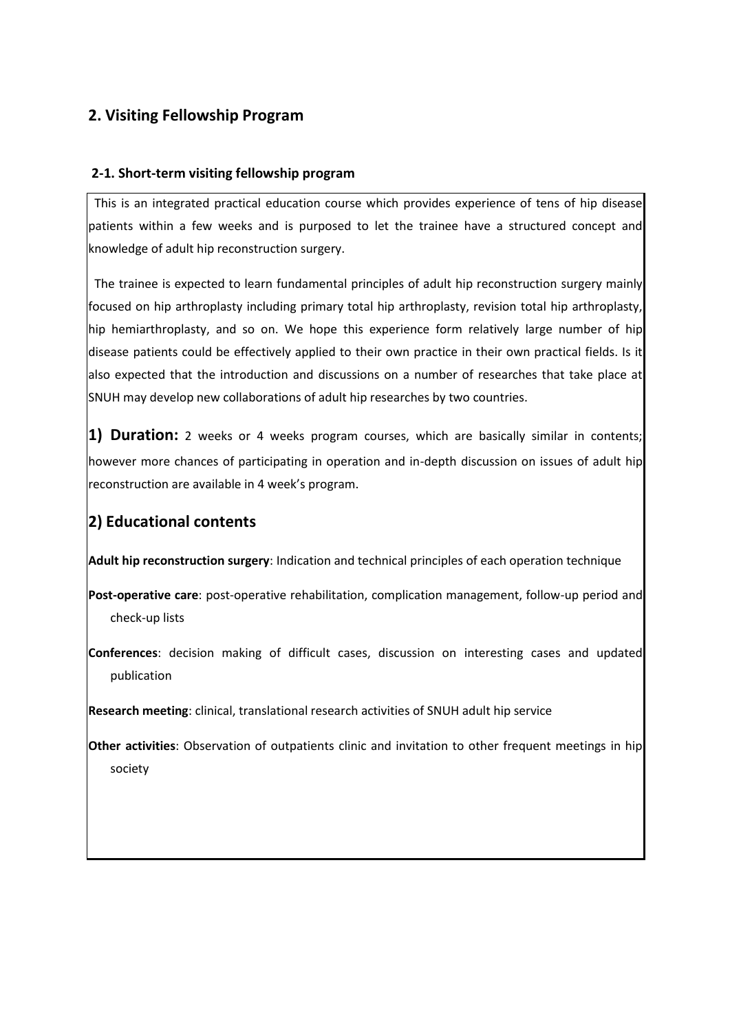## 2. Visiting Fellowship Program

### 2-1. Short-term visiting fellowship program

This is an integrated practical education course which provides experience of tens of hip disease patients within a few weeks and is purposed to let the trainee have a structured concept and knowledge of adult hip reconstruction surgery.

The trainee is expected to learn fundamental principles of adult hip reconstruction surgery mainly focused on hip arthroplasty including primary total hip arthroplasty, revision total hip arthroplasty, hip hemiarthroplasty, and so on. We hope this experience form relatively large number of hip disease patients could be effectively applied to their own practice in their own practical fields. Is it also expected that the introduction and discussions on a number of researches that take place at SNUH may develop new collaborations of adult hip researches by two countries.

**1) Duration:** 2 weeks or 4 weeks program courses, which are basically similar in contents; however more chances of participating in operation and in-depth discussion on issues of adult hip reconstruction are available in 4 week's program.

### 2) Educational contents

**Adult hip reconstruction surgery**: Indication and technical principles of each operation technique

**Post-operative care**: post-operative rehabilitation, complication management, follow-up period and check-up lists

**Conferences**: decision making of difficult cases, discussion on interesting cases and updated publication

**Research meeting**: clinical, translational research activities of SNUH adult hip service

**Other activities**: Observation of outpatients clinic and invitation to other frequent meetings in hip society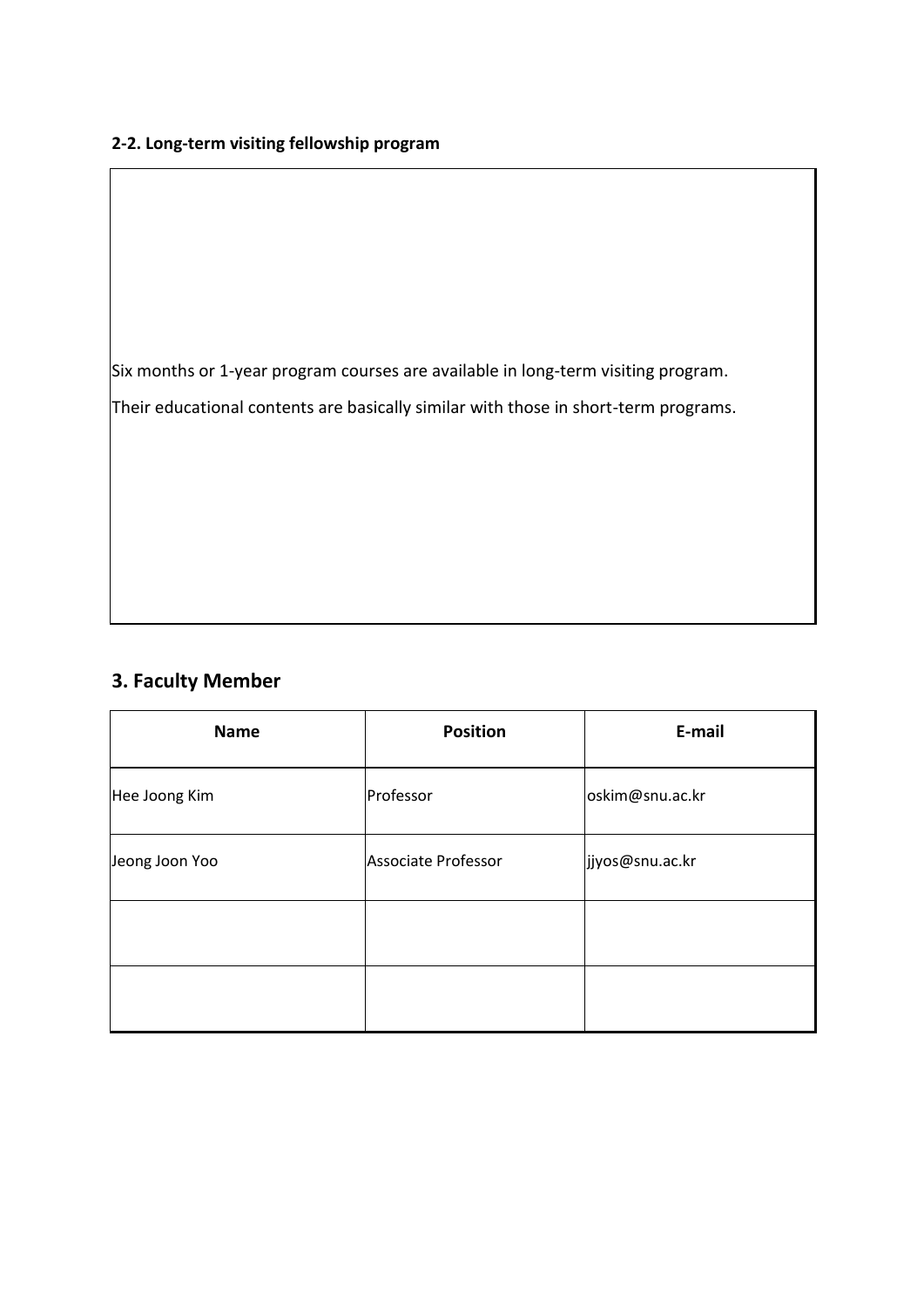**2-2. Long-term visiting fellowship program**

Six months or 1-year program courses are available in long-term visiting program.

Their educational contents are basically similar with those in short-term programs.

## 3. Faculty Member

| Name | Position | E-mail |
|---|---|---|
| Hee Joong Kim | Professor | oskim@snu.ac.kr |
| Jeong Joon Yoo | Associate Professor | jjyos@snu.ac.kr |
| | | |
| | | |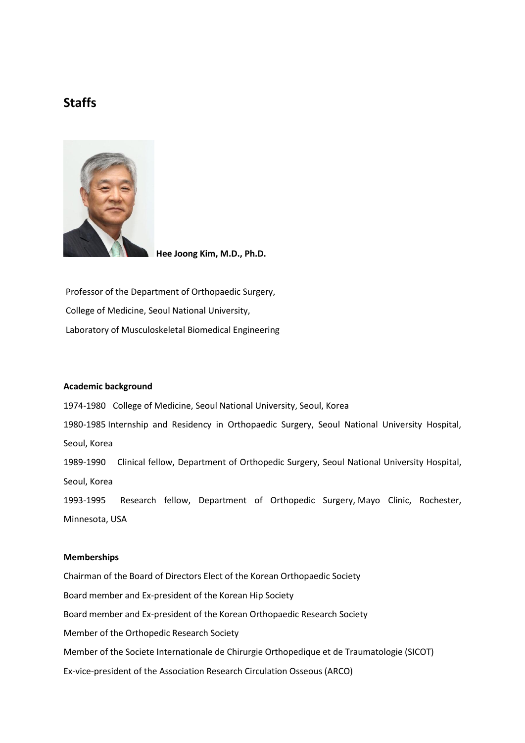# Staffs

**Hee Joong Kim, M.D., Ph.D.**

Professor of the Department of Orthopaedic Surgery,

College of Medicine, Seoul National University,

Laboratory of Musculoskeletal Biomedical Engineering

**Academic background**

1974-1980 College of Medicine, Seoul National University, Seoul, Korea

1980-1985 Internship and Residency in Orthopaedic Surgery, Seoul National University Hospital, Seoul, Korea

1989-1990 Clinical fellow, Department of Orthopedic Surgery, Seoul National University Hospital, Seoul, Korea

1993-1995 Research fellow, Department of Orthopedic Surgery, Mayo Clinic, Rochester, Minnesota, USA

**Memberships**

Chairman of the Board of Directors Elect of the Korean Orthopaedic Society

Board member and Ex-president of the Korean Hip Society

Board member and Ex-president of the Korean Orthopaedic Research Society

Member of the Orthopedic Research Society

Member of the Societe Internationale de Chirurgie Orthopedique et de Traumatologie (SICOT)

Ex-vice-president of the Association Research Circulation Osseous (ARCO)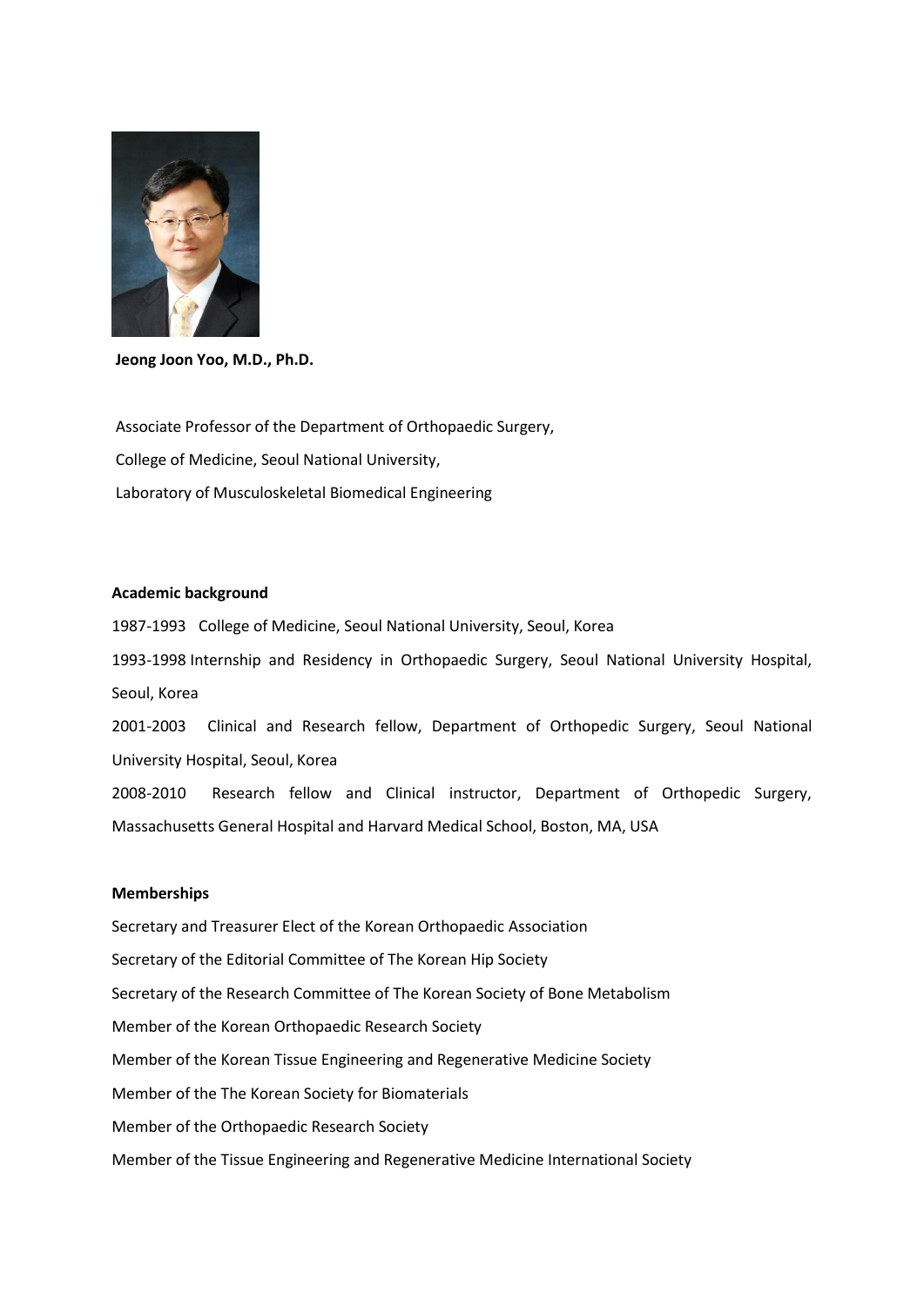**Jeong Joon Yoo, M.D., Ph.D.**

Associate Professor of the Department of Orthopaedic Surgery,
College of Medicine, Seoul National University,
Laboratory of Musculoskeletal Biomedical Engineering

**Academic background**

1987-1993 College of Medicine, Seoul National University, Seoul, Korea

1993-1998 Internship and Residency in Orthopaedic Surgery, Seoul National University Hospital, Seoul, Korea

2001-2003 Clinical and Research fellow, Department of Orthopedic Surgery, Seoul National University Hospital, Seoul, Korea

2008-2010 Research fellow and Clinical instructor, Department of Orthopedic Surgery, Massachusetts General Hospital and Harvard Medical School, Boston, MA, USA

**Memberships**

Secretary and Treasurer Elect of the Korean Orthopaedic Association

Secretary of the Editorial Committee of The Korean Hip Society

Secretary of the Research Committee of The Korean Society of Bone Metabolism

Member of the Korean Orthopaedic Research Society

Member of the Korean Tissue Engineering and Regenerative Medicine Society

Member of the The Korean Society for Biomaterials

Member of the Orthopaedic Research Society

Member of the Tissue Engineering and Regenerative Medicine International Society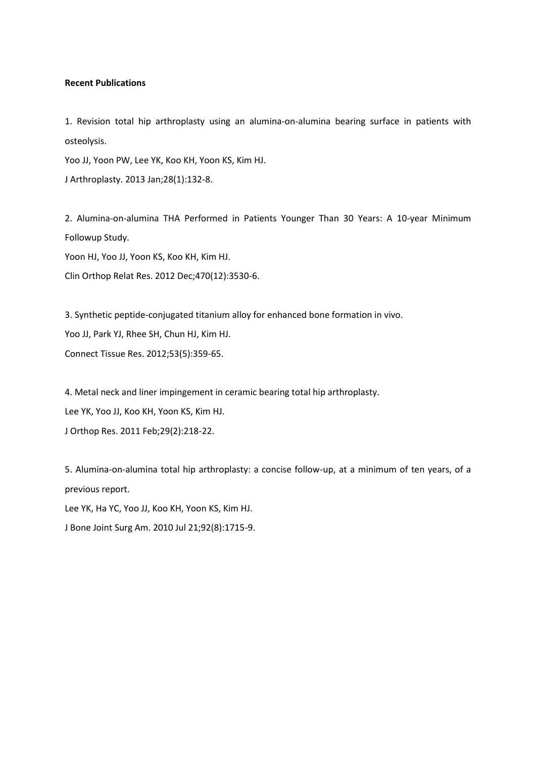**Recent Publications**

1. Revision total hip arthroplasty using an alumina-on-alumina bearing surface in patients with osteolysis.
Yoo JJ, Yoon PW, Lee YK, Koo KH, Yoon KS, Kim HJ.
J Arthroplasty. 2013 Jan;28(1):132-8.

2. Alumina-on-alumina THA Performed in Patients Younger Than 30 Years: A 10-year Minimum Followup Study.
Yoon HJ, Yoo JJ, Yoon KS, Koo KH, Kim HJ.
Clin Orthop Relat Res. 2012 Dec;470(12):3530-6.

3. Synthetic peptide-conjugated titanium alloy for enhanced bone formation in vivo.
Yoo JJ, Park YJ, Rhee SH, Chun HJ, Kim HJ.
Connect Tissue Res. 2012;53(5):359-65.

4. Metal neck and liner impingement in ceramic bearing total hip arthroplasty.
Lee YK, Yoo JJ, Koo KH, Yoon KS, Kim HJ.
J Orthop Res. 2011 Feb;29(2):218-22.

5. Alumina-on-alumina total hip arthroplasty: a concise follow-up, at a minimum of ten years, of a previous report.
Lee YK, Ha YC, Yoo JJ, Koo KH, Yoon KS, Kim HJ.
J Bone Joint Surg Am. 2010 Jul 21;92(8):1715-9.